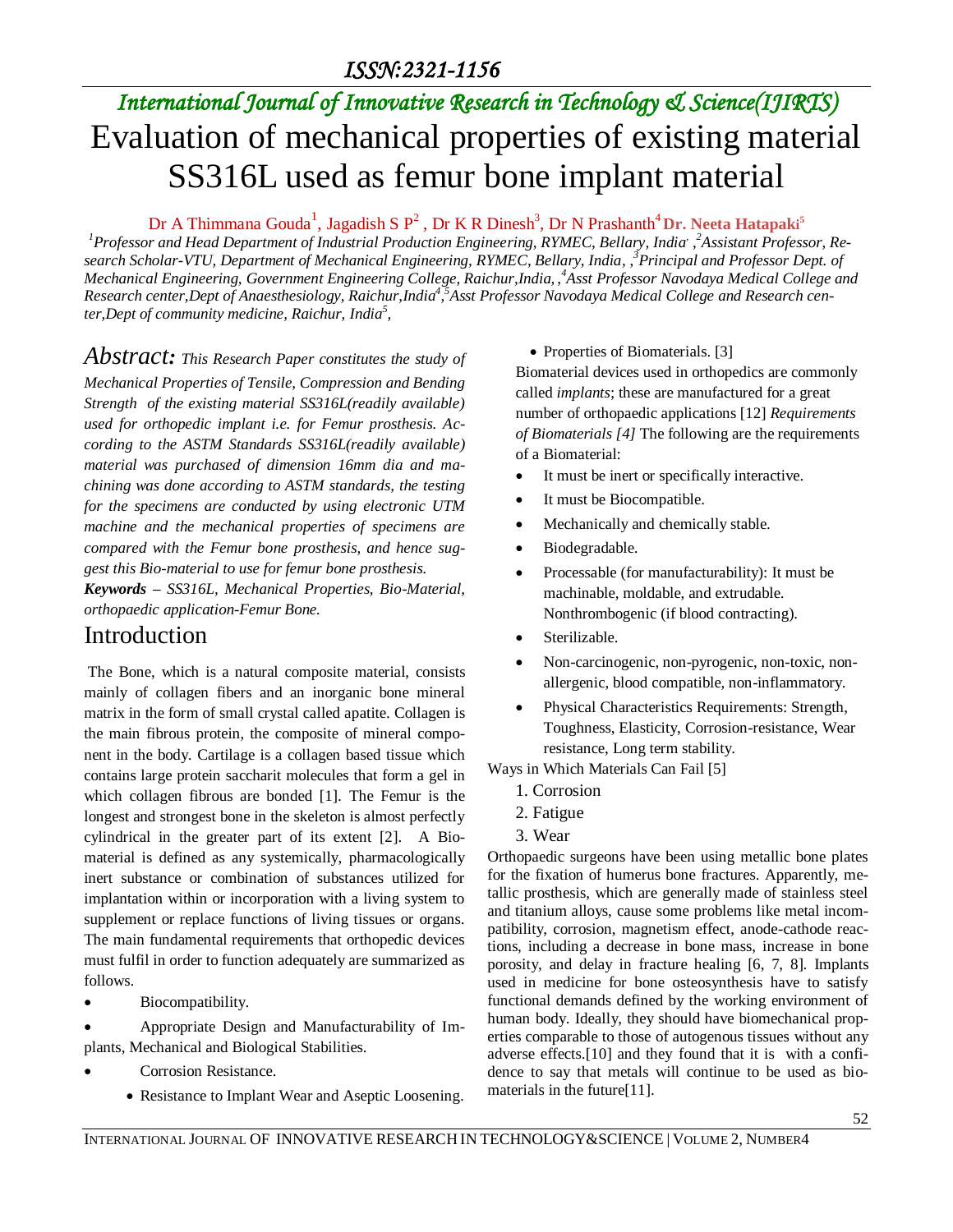ISSN:2321-1156

International Journal of Innovative Research in Technology & Science(IJIRTS)

# Evaluation of mechanical properties of existing material SS316L used as femur bone implant material

Dr A Thimmana Gouda[1], Jagadish S P[2] , Dr K R Dinesh[3], Dr N Prashanth[4] **Dr. Neeta Hatapaki**[5]

*[1]Professor and Head Department of Industrial Production Engineering, RYMEC, Bellary, India ,[2]Assistant Professor, Research Scholar-VTU, Department of Mechanical Engineering, RYMEC, Bellary, India, ,[3]Principal and Professor Dept. of Mechanical Engineering, Government Engineering College, Raichur,India, ,[4]Asst Professor Navodaya Medical College and Research center,Dept of Anaesthesiology, Raichur,India[4],[5]Asst Professor Navodaya Medical College and Research center,Dept of community medicine, Raichur, India[5],*

***Abstract:*** *This Research Paper constitutes the study of Mechanical Properties of Tensile, Compression and Bending Strength of the existing material SS316L(readily available) used for orthopedic implant i.e. for Femur prosthesis. According to the ASTM Standards SS316L(readily available) material was purchased of dimension 16mm dia and machining was done according to ASTM standards, the testing for the specimens are conducted by using electronic UTM machine and the mechanical properties of specimens are compared with the Femur bone prosthesis, and hence suggest this Bio-material to use for femur bone prosthesis.*

***Keywords** – SS316L, Mechanical Properties, Bio-Material, orthopaedic application-Femur Bone.*

## Introduction

The Bone, which is a natural composite material, consists mainly of collagen fibers and an inorganic bone mineral matrix in the form of small crystal called apatite. Collagen is the main fibrous protein, the composite of mineral component in the body. Cartilage is a collagen based tissue which contains large protein saccharit molecules that form a gel in which collagen fibrous are bonded [1]. The Femur is the longest and strongest bone in the skeleton is almost perfectly cylindrical in the greater part of its extent [2]. A Biomaterial is defined as any systemically, pharmacologically inert substance or combination of substances utilized for implantation within or incorporation with a living system to supplement or replace functions of living tissues or organs. The main fundamental requirements that orthopedic devices must fulfil in order to function adequately are summarized as follows.

- Biocompatibility.
- Appropriate Design and Manufacturability of Implants, Mechanical and Biological Stabilities.
- Corrosion Resistance.
- Resistance to Implant Wear and Aseptic Loosening.
- Properties of Biomaterials. [3]

Biomaterial devices used in orthopedics are commonly called *implants*; these are manufactured for a great number of orthopaedic applications [12] *Requirements of Biomaterials [4]* The following are the requirements of a Biomaterial:

- It must be inert or specifically interactive.
- It must be Biocompatible.
- Mechanically and chemically stable.
- Biodegradable.
- Processable (for manufacturability): It must be machinable, moldable, and extrudable. Nonthrombogenic (if blood contracting).
- Sterilizable.
- Non-carcinogenic, non-pyrogenic, non-toxic, non-allergenic, blood compatible, non-inflammatory.
- Physical Characteristics Requirements: Strength, Toughness, Elasticity, Corrosion-resistance, Wear resistance, Long term stability.

Ways in Which Materials Can Fail [5]

1. Corrosion
2. Fatigue
3. Wear

Orthopaedic surgeons have been using metallic bone plates for the fixation of humerus bone fractures. Apparently, metallic prosthesis, which are generally made of stainless steel and titanium alloys, cause some problems like metal incompatibility, corrosion, magnetism effect, anode-cathode reactions, including a decrease in bone mass, increase in bone porosity, and delay in fracture healing [6, 7, 8]. Implants used in medicine for bone osteosynthesis have to satisfy functional demands defined by the working environment of human body. Ideally, they should have biomechanical properties comparable to those of autogenous tissues without any adverse effects.[10] and they found that it is with a confidence to say that metals will continue to be used as biomaterials in the future[11].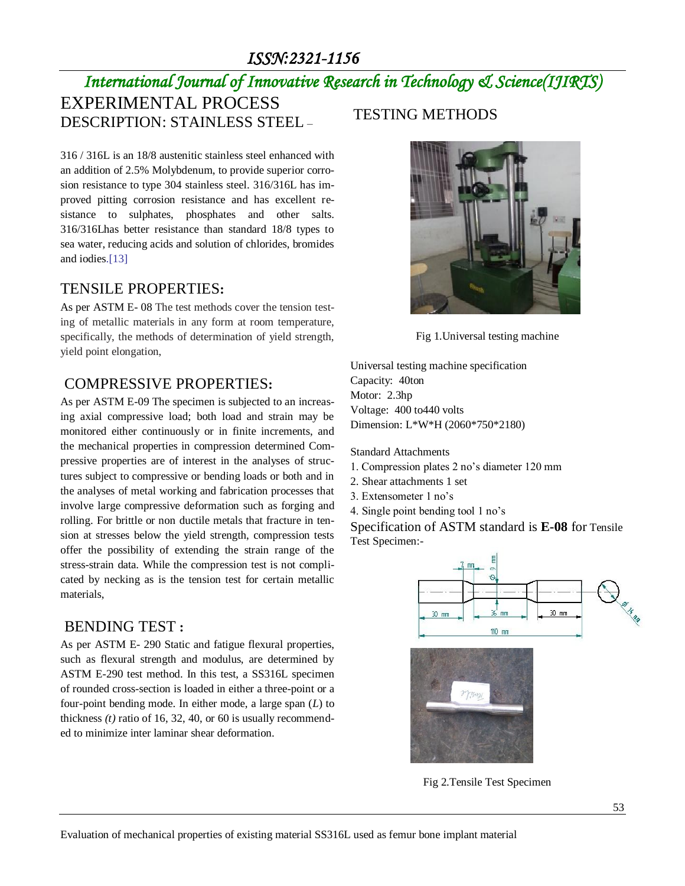# EXPERIMENTAL PROCESS

## DESCRIPTION: STAINLESS STEEL –

316 / 316L is an 18/8 austenitic stainless steel enhanced with an addition of 2.5% Molybdenum, to provide superior corrosion resistance to type 304 stainless steel. 316/316L has improved pitting corrosion resistance and has excellent resistance to sulphates, phosphates and other salts. 316/316Lhas better resistance than standard 18/8 types to sea water, reducing acids and solution of chlorides, bromides and iodies.[13]

## TENSILE PROPERTIES:

As per ASTM E- 08 The test methods cover the tension testing of metallic materials in any form at room temperature, specifically, the methods of determination of yield strength, yield point elongation,

## COMPRESSIVE PROPERTIES:

As per ASTM E-09 The specimen is subjected to an increasing axial compressive load; both load and strain may be monitored either continuously or in finite increments, and the mechanical properties in compression determined Compressive properties are of interest in the analyses of structures subject to compressive or bending loads or both and in the analyses of metal working and fabrication processes that involve large compressive deformation such as forging and rolling. For brittle or non ductile metals that fracture in tension at stresses below the yield strength, compression tests offer the possibility of extending the strain range of the stress-strain data. While the compression test is not complicated by necking as is the tension test for certain metallic materials,

## BENDING TEST :

As per ASTM E- 290 Static and fatigue flexural properties, such as flexural strength and modulus, are determined by ASTM E-290 test method. In this test, a SS316L specimen of rounded cross-section is loaded in either a three-point or a four-point bending mode. In either mode, a large span (*L*) to thickness *(t)* ratio of 16, 32, 40, or 60 is usually recommended to minimize inter laminar shear deformation.

## TESTING METHODS

Fig 1.Universal testing machine

Universal testing machine specification
Capacity: 40ton
Motor: 2.3hp
Voltage: 400 to440 volts
Dimension: L*W*H (2060*750*2180)

Standard Attachments

1. Compression plates 2 no's diameter 120 mm
2. Shear attachments 1 set
3. Extensometer 1 no's
4. Single point bending tool 1 no's

Specification of ASTM standard is **E-08** for Tensile Test Specimen:-

Fig 2.Tensile Test Specimen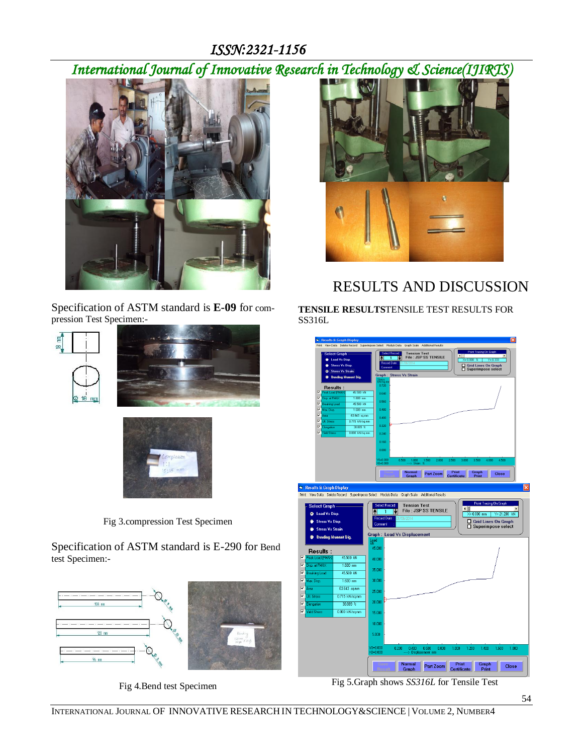Specification of ASTM standard is **E-09** for compression Test Specimen:-

Fig 3.compression Test Specimen

Specification of ASTM standard is E-290 for Bend test Specimen:-

Fig 4.Bend test Specimen

# RESULTS AND DISCUSSION

**TENSILE RESULTS**TENSILE TEST RESULTS FOR SS316L

Fig 5.Graph shows *SS316L* for Tensile Test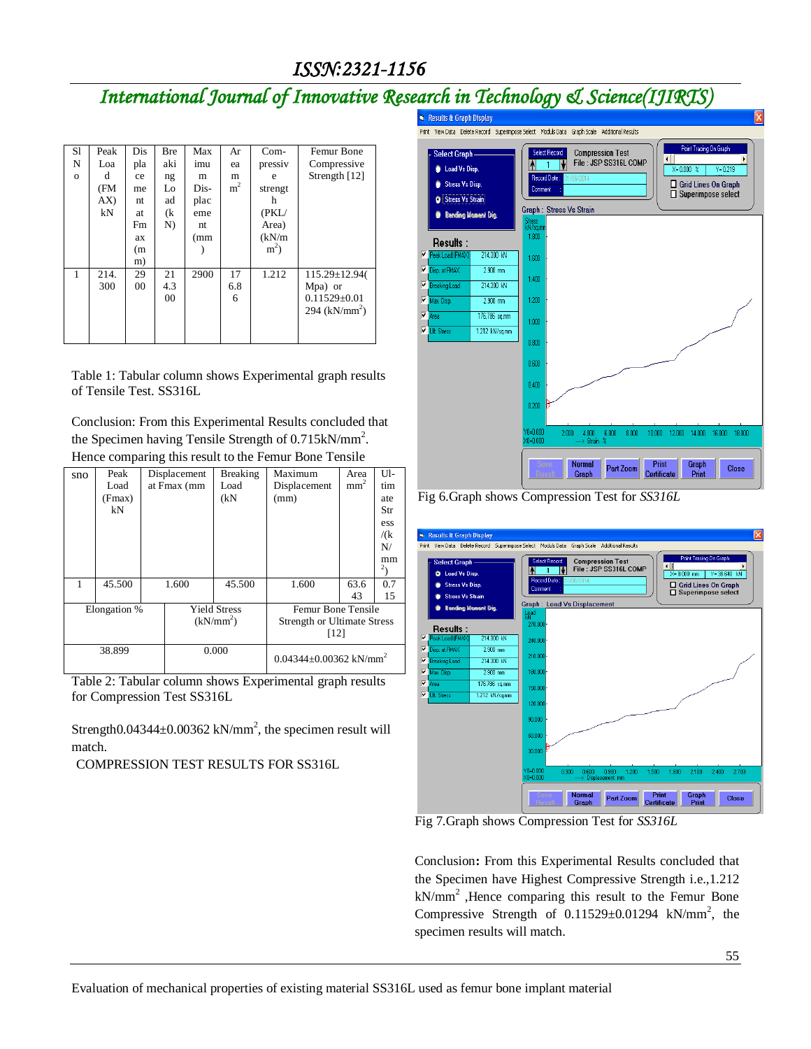| Sl No | Peak Load (FMAX) kN | Displacement at Fmax (mm) | Breaking Load (kN) | Maximum Displacement (mm) | Area mm$^2$ | Compressive strength (PKL/Area) (kN/mm$^2$) | Femur Bone Compressive Strength [12] |
|---|---|---|---|---|---|---|---|
| 1 | 214.300 | 2900 | 214.300 | 2900 | 176.86 | 1.212 | 115.29±12.94(Mpa) or 0.11529±0.01294 (kN/mm$^2$) |

Table 1: Tabular column shows Experimental graph results of Tensile Test. SS316L

Conclusion: From this Experimental Results concluded that the Specimen having Tensile Strength of 0.715kN/mm$^2$. Hence comparing this result to the Femur Bone Tensile

| sno | Peak Load (Fmax) kN | Displacement at Fmax (mm | Breaking Load (kN | Maximum Displacement (mm) | Area mm$^2$ | Ultimate Stress /(kN/mm$^2$) |
|---|---|---|---|---|---|---|
| 1 | 45.500 | 1.600 | 45.500 | 1.600 | 63.643 | 0.715 |
| Elongation % | | Yield Stress (kN/mm$^2$) | | Femur Bone Tensile Strength or Ultimate Stress [12] | | |
| 38.899 | | 0.000 | | 0.04344±0.00362 kN/mm$^2$ | | |

Table 2: Tabular column shows Experimental graph results for Compression Test SS316L

Strength0.04344±0.00362 kN/mm$^2$, the specimen result will match.

COMPRESSION TEST RESULTS FOR SS316L

Fig 6.Graph shows Compression Test for *SS316L*

Fig 7.Graph shows Compression Test for *SS316L*

Conclusion**:** From this Experimental Results concluded that the Specimen have Highest Compressive Strength i.e.,1.212 kN/mm$^2$ ,Hence comparing this result to the Femur Bone Compressive Strength of 0.11529±0.01294 kN/mm$^2$, the specimen results will match.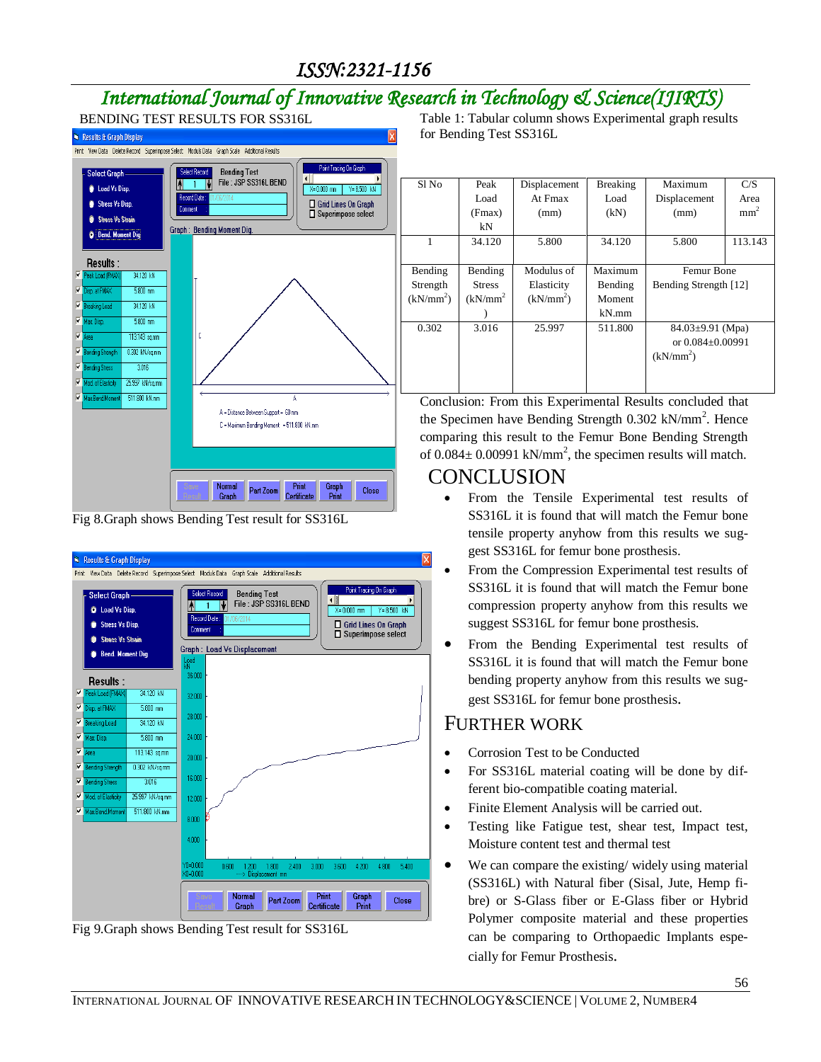BENDING TEST RESULTS FOR SS316L

Fig 8.Graph shows Bending Test result for SS316L

Fig 9.Graph shows Bending Test result for SS316L

Table 1: Tabular column shows Experimental graph results for Bending Test SS316L

| Sl No | Peak Load (Fmax) kN | Displacement At Fmax (mm) | Breaking Load (kN) | Maximum Displacement (mm) | C/S Area $mm^2$ |
|---|---|---|---|---|---|
| 1 | 34.120 | 5.800 | 34.120 | 5.800 | 113.143 |
| Bending Strength ($kN/mm^2$) | Bending Stress ($kN/mm^2$) | Modulus of Elasticity ($kN/mm^2$) | Maximum Bending Moment kN.mm | Femur Bone Bending Strength [12] | |
| 0.302 | 3.016 | 25.997 | 511.800 | 84.03±9.91 (Mpa) or 0.084±0.00991 ($kN/mm^2$) | |

Conclusion: From this Experimental Results concluded that the Specimen have Bending Strength 0.302 $kN/mm^2$. Hence comparing this result to the Femur Bone Bending Strength of 0.084± 0.00991 $kN/mm^2$, the specimen results will match.

## CONCLUSION

- From the Tensile Experimental test results of SS316L it is found that will match the Femur bone tensile property anyhow from this results we suggest SS316L for femur bone prosthesis.
- From the Compression Experimental test results of SS316L it is found that will match the Femur bone compression property anyhow from this results we suggest SS316L for femur bone prosthesis.
- From the Bending Experimental test results of SS316L it is found that will match the Femur bone bending property anyhow from this results we suggest SS316L for femur bone prosthesis.

## FURTHER WORK

- Corrosion Test to be Conducted
- For SS316L material coating will be done by different bio-compatible coating material.
- Finite Element Analysis will be carried out.
- Testing like Fatigue test, shear test, Impact test, Moisture content test and thermal test
- We can compare the existing/ widely using material (SS316L) with Natural fiber (Sisal, Jute, Hemp fibre) or S-Glass fiber or E-Glass fiber or Hybrid Polymer composite material and these properties can be comparing to Orthopaedic Implants especially for Femur Prosthesis.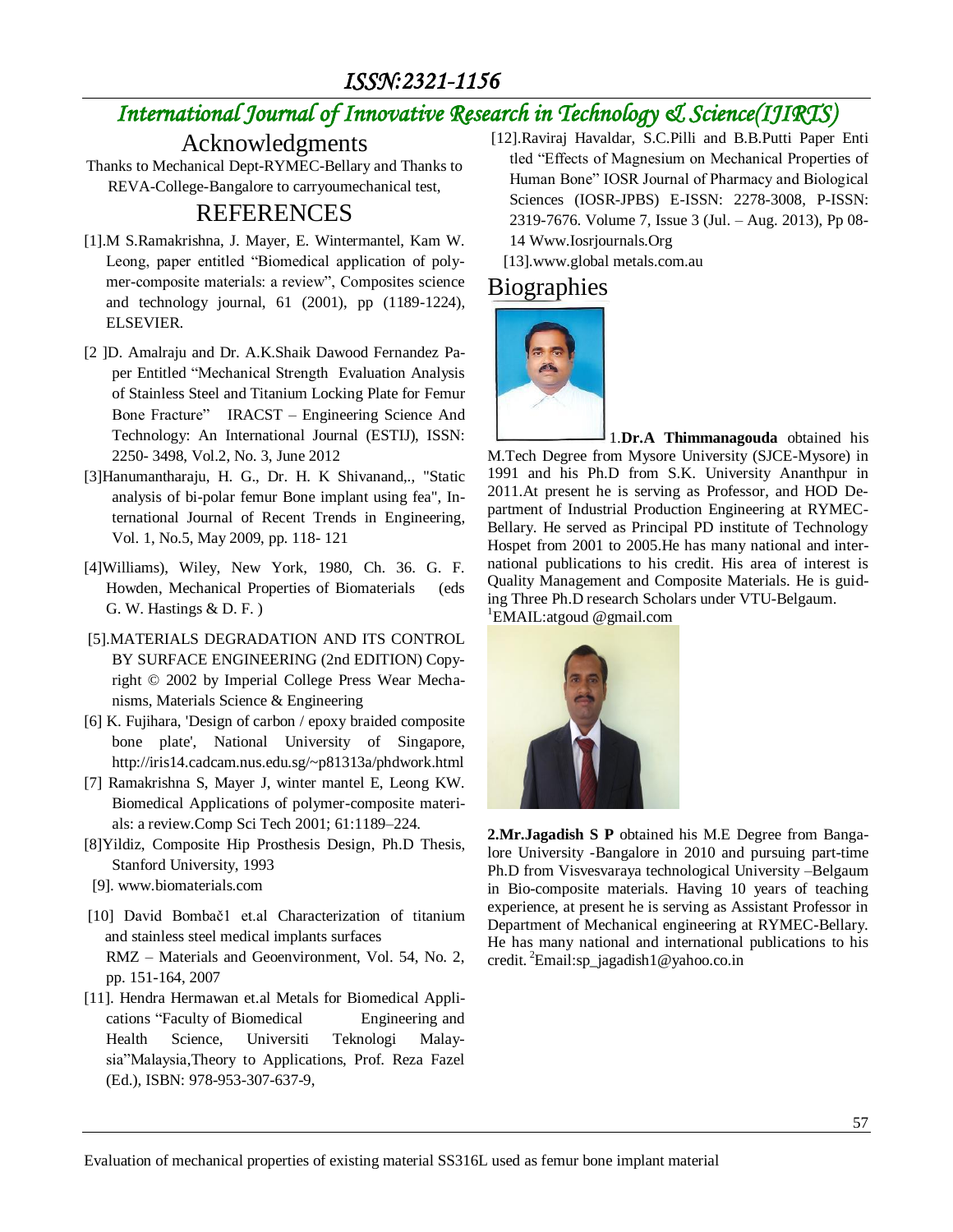## Acknowledgments

Thanks to Mechanical Dept-RYMEC-Bellary and Thanks to REVA-College-Bangalore to carryoumechanical test,

## REFERENCES

[1].M S.Ramakrishna, J. Mayer, E. Wintermantel, Kam W. Leong, paper entitled "Biomedical application of polymer-composite materials: a review", Composites science and technology journal, 61 (2001), pp (1189-1224), ELSEVIER.

[2 ]D. Amalraju and Dr. A.K.Shaik Dawood Fernandez Paper Entitled "Mechanical Strength Evaluation Analysis of Stainless Steel and Titanium Locking Plate for Femur Bone Fracture" IRACST – Engineering Science And Technology: An International Journal (ESTIJ), ISSN: 2250- 3498, Vol.2, No. 3, June 2012

[3]Hanumantharaju, H. G., Dr. H. K Shivanand,., "Static analysis of bi-polar femur Bone implant using fea", International Journal of Recent Trends in Engineering, Vol. 1, No.5, May 2009, pp. 118- 121

[4]Williams), Wiley, New York, 1980, Ch. 36. G. F. Howden, Mechanical Properties of Biomaterials (eds G. W. Hastings & D. F. )

[5].MATERIALS DEGRADATION AND ITS CONTROL BY SURFACE ENGINEERING (2nd EDITION) Copyright © 2002 by Imperial College Press Wear Mechanisms, Materials Science & Engineering

[6] K. Fujihara, 'Design of carbon / epoxy braided composite bone plate', National University of Singapore, http://iris14.cadcam.nus.edu.sg/~p81313a/phdwork.html

[7] Ramakrishna S, Mayer J, winter mantel E, Leong KW. Biomedical Applications of polymer-composite materials: a review.Comp Sci Tech 2001; 61:1189–224.

[8]Yildiz, Composite Hip Prosthesis Design, Ph.D Thesis, Stanford University, 1993

[9]. www.biomaterials.com

[10] David Bombač1 et.al Characterization of titanium and stainless steel medical implants surfaces RMZ – Materials and Geoenvironment, Vol. 54, No. 2, pp. 151-164, 2007

[11]. Hendra Hermawan et.al Metals for Biomedical Applications "Faculty of Biomedical Engineering and Health Science, Universiti Teknologi Malaysia"Malaysia,Theory to Applications, Prof. Reza Fazel (Ed.), ISBN: 978-953-307-637-9,

[12].Raviraj Havaldar, S.C.Pilli and B.B.Putti Paper Entitled "Effects of Magnesium on Mechanical Properties of Human Bone" IOSR Journal of Pharmacy and Biological Sciences (IOSR-JPBS) E-ISSN: 2278-3008, P-ISSN: 2319-7676. Volume 7, Issue 3 (Jul. – Aug. 2013), Pp 08-14 Www.Iosrjournals.Org

[13].www.global metals.com.au

## Biographies

1.**Dr.A Thimmanagouda** obtained his M.Tech Degree from Mysore University (SJCE-Mysore) in 1991 and his Ph.D from S.K. University Ananthpur in 2011.At present he is serving as Professor, and HOD Department of Industrial Production Engineering at RYMEC-Bellary. He served as Principal PD institute of Technology Hospet from 2001 to 2005.He has many national and international publications to his credit. His area of interest is Quality Management and Composite Materials. He is guiding Three Ph.D research Scholars under VTU-Belgaum.
[1]EMAIL:atgoud @gmail.com

**2.Mr.Jagadish S P** obtained his M.E Degree from Bangalore University -Bangalore in 2010 and pursuing part-time Ph.D from Visvesvaraya technological University –Belgaum in Bio-composite materials. Having 10 years of teaching experience, at present he is serving as Assistant Professor in Department of Mechanical engineering at RYMEC-Bellary. He has many national and international publications to his credit. [2]Email:sp_jagadish1@yahoo.co.in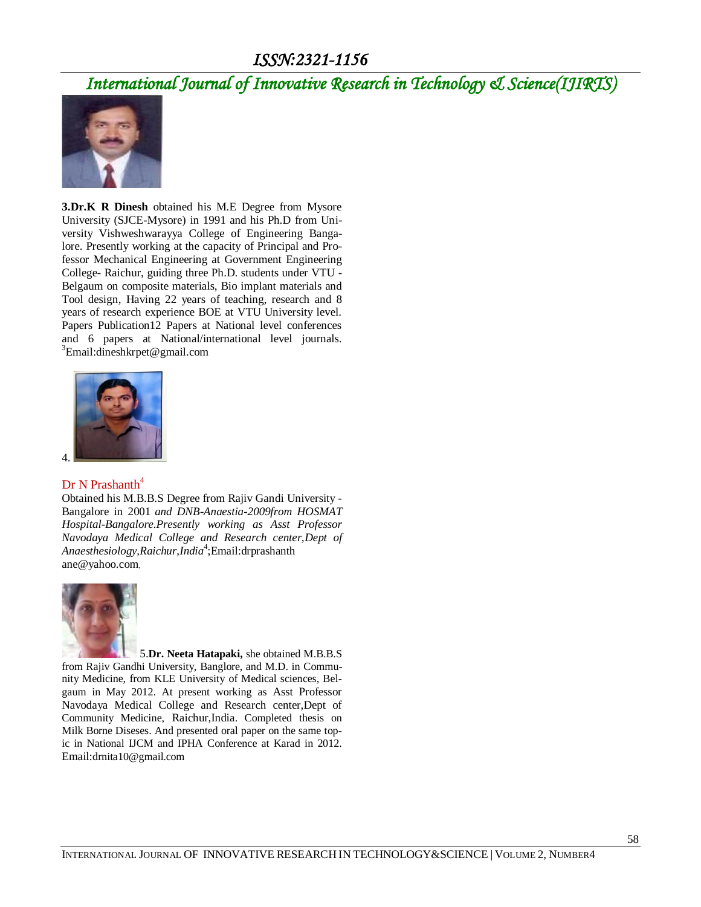**3.Dr.K R Dinesh** obtained his M.E Degree from Mysore University (SJCE-Mysore) in 1991 and his Ph.D from University Vishweshwarayya College of Engineering Bangalore. Presently working at the capacity of Principal and Professor Mechanical Engineering at Government Engineering College- Raichur, guiding three Ph.D. students under VTU - Belgaum on composite materials, Bio implant materials and Tool design, Having 22 years of teaching, research and 8 years of research experience BOE at VTU University level. Papers Publication12 Papers at National level conferences and 6 papers at National/international level journals. [3]Email:dineshkrpet@gmail.com

4.

Dr N Prashanth[4]

Obtained his M.B.B.S Degree from Rajiv Gandi University - Bangalore in 2001 *and DNB-Anaestia-2009from HOSMAT Hospital-Bangalore.Presently working as Asst Professor Navodaya Medical College and Research center,Dept of Anaesthesiology,Raichur,India*[4];Email:drprashanth ane@yahoo.com.

5.**Dr. Neeta Hatapaki,** she obtained M.B.B.S from Rajiv Gandhi University, Banglore, and M.D. in Community Medicine, from KLE University of Medical sciences, Belgaum in May 2012. At present working as Asst Professor Navodaya Medical College and Research center,Dept of Community Medicine, Raichur,India. Completed thesis on Milk Borne Diseses. And presented oral paper on the same topic in National IJCM and IPHA Conference at Karad in 2012. Email:drnita10@gmail.com